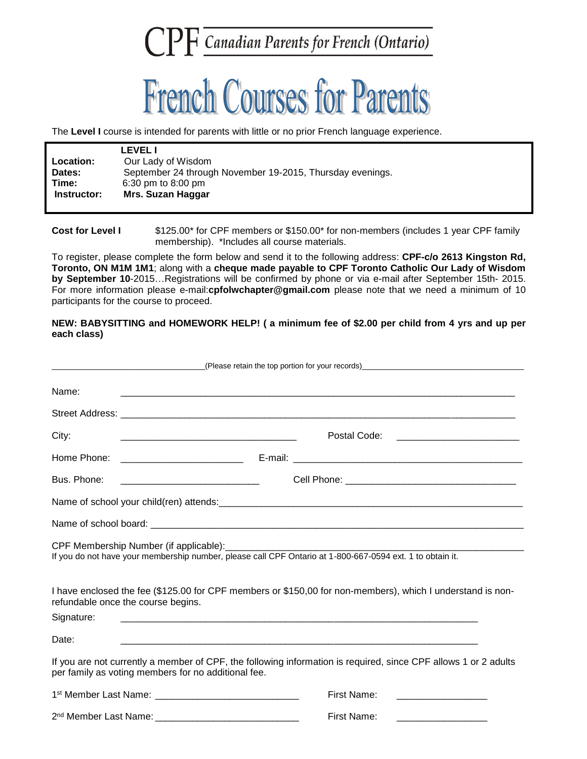# CPF Canadian Parents for French (Ontario)

# French Courses for Parents

The **Level I** course is intended for parents with little or no prior French language experience.

| | **LEVEL I** |
|---|---|
| **Location:** | Our Lady of Wisdom |
| **Dates:** | September 24 through November 19-2015, Thursday evenings. |
| **Time:** | 6:30 pm to 8:00 pm |
| **Instructor:** | **Mrs. Suzan Haggar** |

**Cost for Level I** $125.00* for CPF members or $150.00* for non-members (includes 1 year CPF family membership). *Includes all course materials.

To register, please complete the form below and send it to the following address: **CPF-c/o 2613 Kingston Rd, Toronto, ON M1M 1M1**; along with a **cheque made payable to CPF Toronto Catholic Our Lady of Wisdom by September 10**-2015…Registrations will be confirmed by phone or via e-mail after September 15th- 2015. For more information please e-mail:**cpfolwchapter@gmail.com** please note that we need a minimum of 10 participants for the course to proceed.

**NEW: BABYSITTING and HOMEWORK HELP! ( a minimum fee of $2.00 per child from 4 yrs and up per each class)**

(Please retain the top portion for your records)

Name: ______________________________

Street Address: ______________________________

City: ______________________________ Postal Code: ______________________________

Home Phone: ______________________________ E-mail: ______________________________

Bus. Phone: ______________________________ Cell Phone: ______________________________

Name of school your child(ren) attends: ______________________________

Name of school board: ______________________________

CPF Membership Number (if applicable): ______________________________

If you do not have your membership number, please call CPF Ontario at 1-800-667-0594 ext. 1 to obtain it.

I have enclosed the fee ($125.00 for CPF members or $150,00 for non-members), which I understand is non-refundable once the course begins.

Signature: ______________________________

Date: ______________________________

If you are not currently a member of CPF, the following information is required, since CPF allows 1 or 2 adults per family as voting members for no additional fee.

1st Member Last Name: ______________________________ First Name: ______________________________

2nd Member Last Name: ______________________________ First Name: ______________________________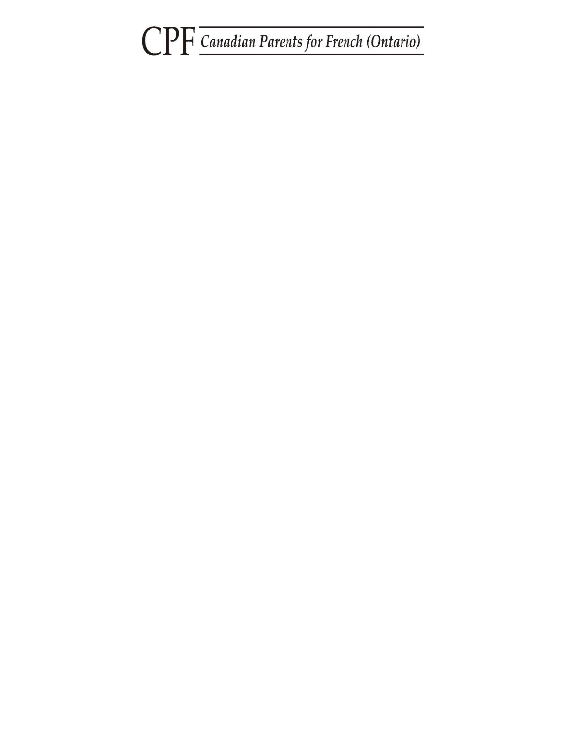CPF Canadian Parents for French (Ontario)